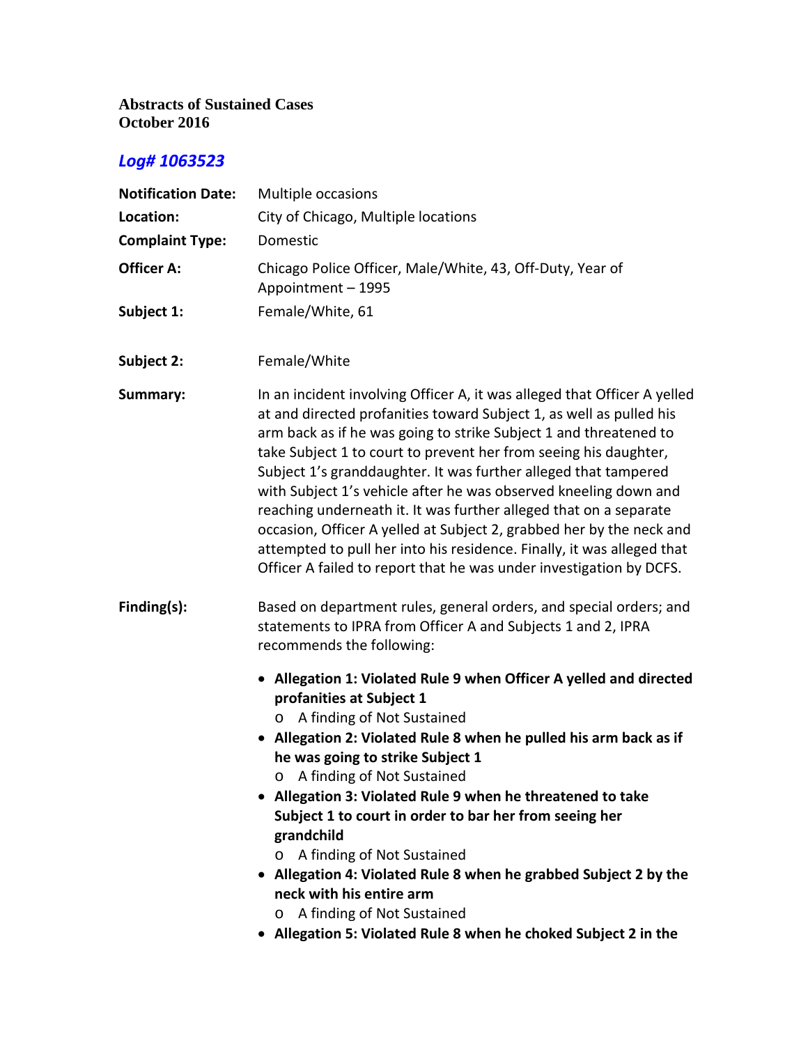**Abstracts of Sustained Cases**
**October 2016**

## *Log# 1063523*

**Notification Date:** Multiple occasions

**Location:** City of Chicago, Multiple locations

**Complaint Type:** Domestic

**Officer A:** Chicago Police Officer, Male/White, 43, Off-Duty, Year of Appointment – 1995

**Subject 1:** Female/White, 61

**Subject 2:** Female/White

**Summary:** In an incident involving Officer A, it was alleged that Officer A yelled at and directed profanities toward Subject 1, as well as pulled his arm back as if he was going to strike Subject 1 and threatened to take Subject 1 to court to prevent her from seeing his daughter, Subject 1's granddaughter. It was further alleged that tampered with Subject 1's vehicle after he was observed kneeling down and reaching underneath it. It was further alleged that on a separate occasion, Officer A yelled at Subject 2, grabbed her by the neck and attempted to pull her into his residence. Finally, it was alleged that Officer A failed to report that he was under investigation by DCFS.

**Finding(s):** Based on department rules, general orders, and special orders; and statements to IPRA from Officer A and Subjects 1 and 2, IPRA recommends the following:

- **Allegation 1: Violated Rule 9 when Officer A yelled and directed profanities at Subject 1**
  - A finding of Not Sustained
- **Allegation 2: Violated Rule 8 when he pulled his arm back as if he was going to strike Subject 1**
  - A finding of Not Sustained
- **Allegation 3: Violated Rule 9 when he threatened to take Subject 1 to court in order to bar her from seeing her grandchild**
  - A finding of Not Sustained
- **Allegation 4: Violated Rule 8 when he grabbed Subject 2 by the neck with his entire arm**
  - A finding of Not Sustained
- **Allegation 5: Violated Rule 8 when he choked Subject 2 in the**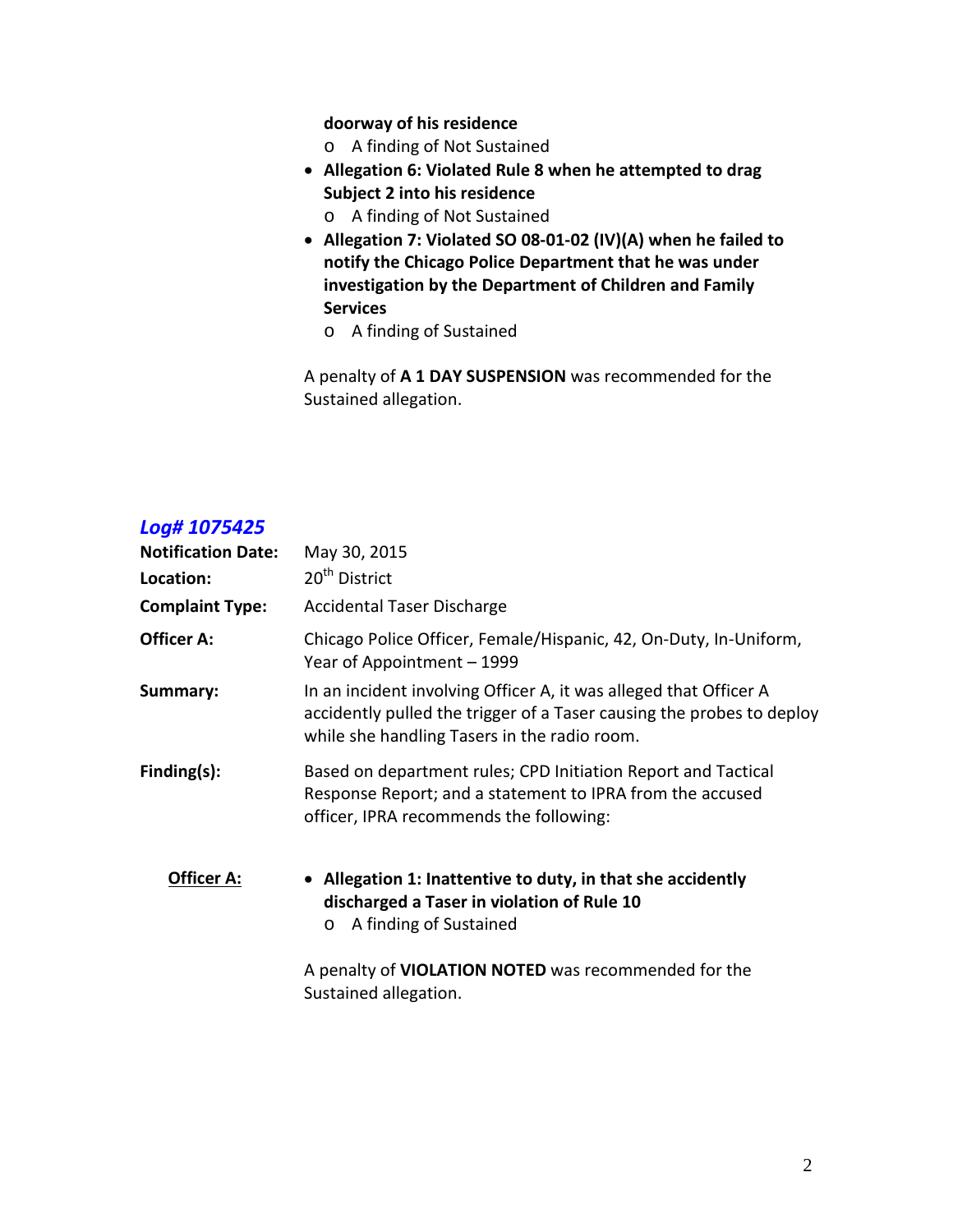**doorway of his residence**

  - A finding of Not Sustained

- **Allegation 6: Violated Rule 8 when he attempted to drag Subject 2 into his residence**
  - A finding of Not Sustained
- **Allegation 7: Violated SO 08-01-02 (IV)(A) when he failed to notify the Chicago Police Department that he was under investigation by the Department of Children and Family Services**
  - A finding of Sustained

A penalty of **A 1 DAY SUSPENSION** was recommended for the Sustained allegation.

## *Log# 1075425*

**Notification Date:** May 30, 2015

**Location:** 20th District

**Complaint Type:** Accidental Taser Discharge

**Officer A:** Chicago Police Officer, Female/Hispanic, 42, On-Duty, In-Uniform, Year of Appointment – 1999

**Summary:** In an incident involving Officer A, it was alleged that Officer A accidently pulled the trigger of a Taser causing the probes to deploy while she handling Tasers in the radio room.

**Finding(s):** Based on department rules; CPD Initiation Report and Tactical Response Report; and a statement to IPRA from the accused officer, IPRA recommends the following:

**Officer A:**

- **Allegation 1: Inattentive to duty, in that she accidently discharged a Taser in violation of Rule 10**
  - A finding of Sustained

A penalty of **VIOLATION NOTED** was recommended for the Sustained allegation.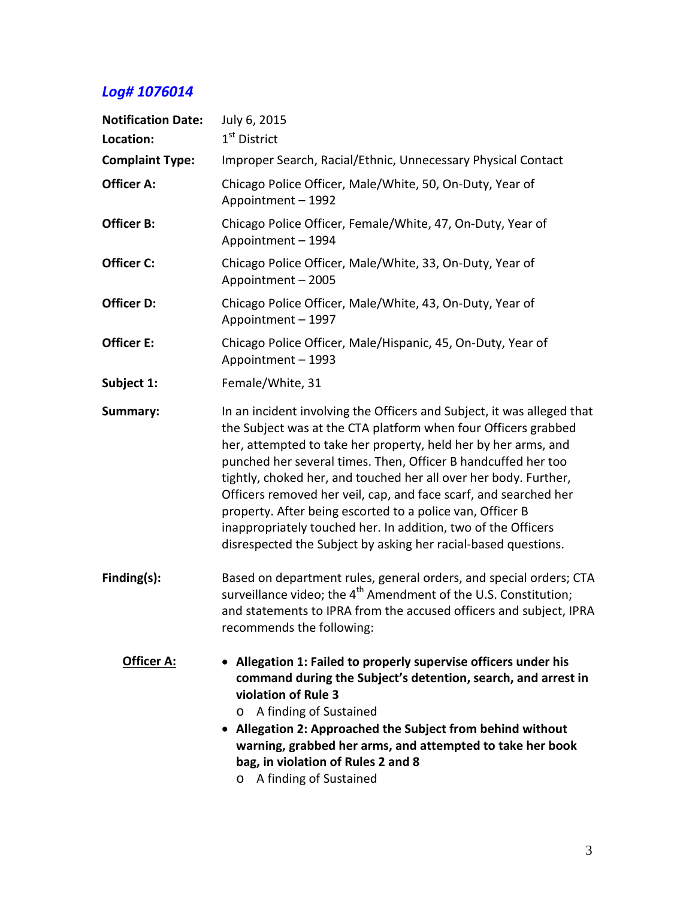## *Log# 1076014*

**Notification Date:** July 6, 2015

**Location:** 1st District

**Complaint Type:** Improper Search, Racial/Ethnic, Unnecessary Physical Contact

**Officer A:** Chicago Police Officer, Male/White, 50, On-Duty, Year of Appointment – 1992

**Officer B:** Chicago Police Officer, Female/White, 47, On-Duty, Year of Appointment – 1994

**Officer C:** Chicago Police Officer, Male/White, 33, On-Duty, Year of Appointment – 2005

**Officer D:** Chicago Police Officer, Male/White, 43, On-Duty, Year of Appointment – 1997

**Officer E:** Chicago Police Officer, Male/Hispanic, 45, On-Duty, Year of Appointment – 1993

**Subject 1:** Female/White, 31

**Summary:** In an incident involving the Officers and Subject, it was alleged that the Subject was at the CTA platform when four Officers grabbed her, attempted to take her property, held her by her arms, and punched her several times. Then, Officer B handcuffed her too tightly, choked her, and touched her all over her body. Further, Officers removed her veil, cap, and face scarf, and searched her property. After being escorted to a police van, Officer B inappropriately touched her. In addition, two of the Officers disrespected the Subject by asking her racial-based questions.

**Finding(s):** Based on department rules, general orders, and special orders; CTA surveillance video; the 4th Amendment of the U.S. Constitution; and statements to IPRA from the accused officers and subject, IPRA recommends the following:

**Officer A:**

- **Allegation 1: Failed to properly supervise officers under his command during the Subject's detention, search, and arrest in violation of Rule 3**
  - A finding of Sustained
- **Allegation 2: Approached the Subject from behind without warning, grabbed her arms, and attempted to take her book bag, in violation of Rules 2 and 8**
  - A finding of Sustained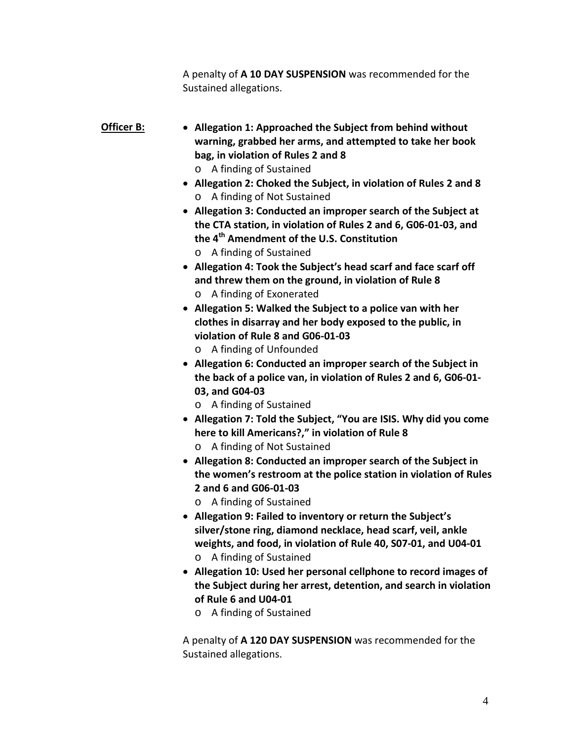A penalty of **A 10 DAY SUSPENSION** was recommended for the Sustained allegations.

**Officer B:**

- **Allegation 1: Approached the Subject from behind without warning, grabbed her arms, and attempted to take her book bag, in violation of Rules 2 and 8**
  - A finding of Sustained
- **Allegation 2: Choked the Subject, in violation of Rules 2 and 8**
  - A finding of Not Sustained
- **Allegation 3: Conducted an improper search of the Subject at the CTA station, in violation of Rules 2 and 6, G06-01-03, and the 4th Amendment of the U.S. Constitution**
  - A finding of Sustained
- **Allegation 4: Took the Subject's head scarf and face scarf off and threw them on the ground, in violation of Rule 8**
  - A finding of Exonerated
- **Allegation 5: Walked the Subject to a police van with her clothes in disarray and her body exposed to the public, in violation of Rule 8 and G06-01-03**
  - A finding of Unfounded
- **Allegation 6: Conducted an improper search of the Subject in the back of a police van, in violation of Rules 2 and 6, G06-01-03, and G04-03**
  - A finding of Sustained
- **Allegation 7: Told the Subject, "You are ISIS. Why did you come here to kill Americans?," in violation of Rule 8**
  - A finding of Not Sustained
- **Allegation 8: Conducted an improper search of the Subject in the women's restroom at the police station in violation of Rules 2 and 6 and G06-01-03**
  - A finding of Sustained
- **Allegation 9: Failed to inventory or return the Subject's silver/stone ring, diamond necklace, head scarf, veil, ankle weights, and food, in violation of Rule 40, S07-01, and U04-01**
  - A finding of Sustained
- **Allegation 10: Used her personal cellphone to record images of the Subject during her arrest, detention, and search in violation of Rule 6 and U04-01**
  - A finding of Sustained

A penalty of **A 120 DAY SUSPENSION** was recommended for the Sustained allegations.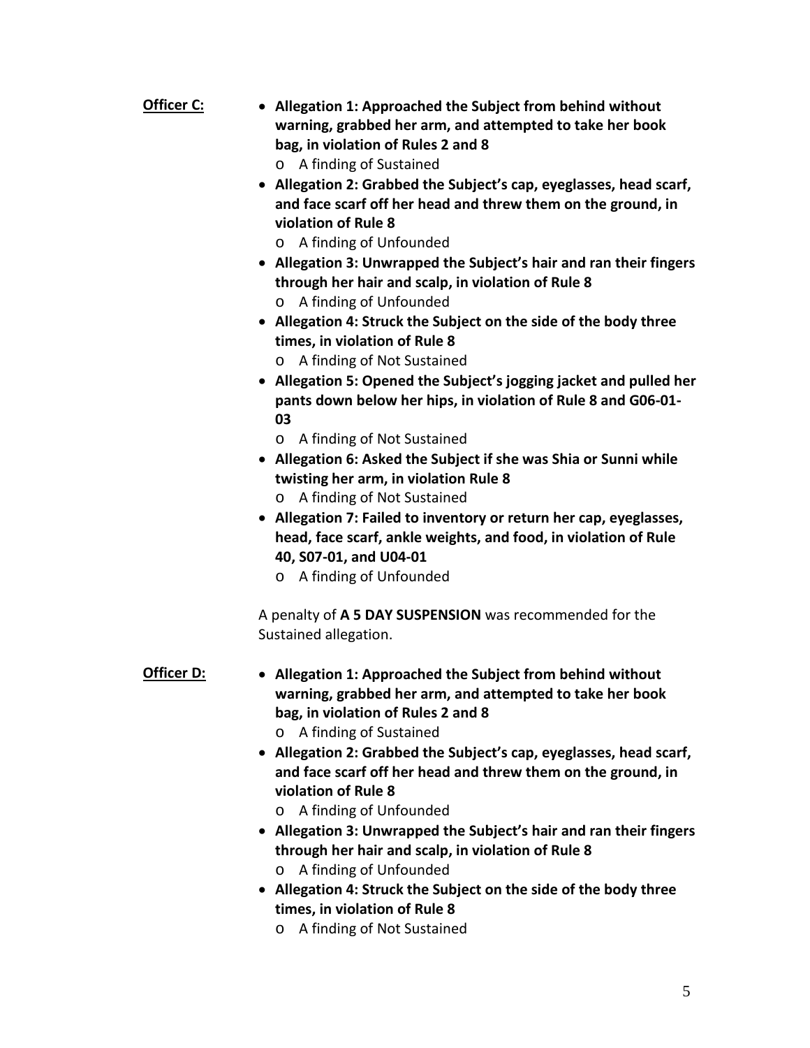**Officer C:**

- **Allegation 1: Approached the Subject from behind without warning, grabbed her arm, and attempted to take her book bag, in violation of Rules 2 and 8**
  - A finding of Sustained
- **Allegation 2: Grabbed the Subject's cap, eyeglasses, head scarf, and face scarf off her head and threw them on the ground, in violation of Rule 8**
  - A finding of Unfounded
- **Allegation 3: Unwrapped the Subject's hair and ran their fingers through her hair and scalp, in violation of Rule 8**
  - A finding of Unfounded
- **Allegation 4: Struck the Subject on the side of the body three times, in violation of Rule 8**
  - A finding of Not Sustained
- **Allegation 5: Opened the Subject's jogging jacket and pulled her pants down below her hips, in violation of Rule 8 and G06-01-03**
  - A finding of Not Sustained
- **Allegation 6: Asked the Subject if she was Shia or Sunni while twisting her arm, in violation Rule 8**
  - A finding of Not Sustained
- **Allegation 7: Failed to inventory or return her cap, eyeglasses, head, face scarf, ankle weights, and food, in violation of Rule 40, S07-01, and U04-01**
  - A finding of Unfounded

A penalty of **A 5 DAY SUSPENSION** was recommended for the Sustained allegation.

**Officer D:**

- **Allegation 1: Approached the Subject from behind without warning, grabbed her arm, and attempted to take her book bag, in violation of Rules 2 and 8**
  - A finding of Sustained
- **Allegation 2: Grabbed the Subject's cap, eyeglasses, head scarf, and face scarf off her head and threw them on the ground, in violation of Rule 8**
  - A finding of Unfounded
- **Allegation 3: Unwrapped the Subject's hair and ran their fingers through her hair and scalp, in violation of Rule 8**
  - A finding of Unfounded
- **Allegation 4: Struck the Subject on the side of the body three times, in violation of Rule 8**
  - A finding of Not Sustained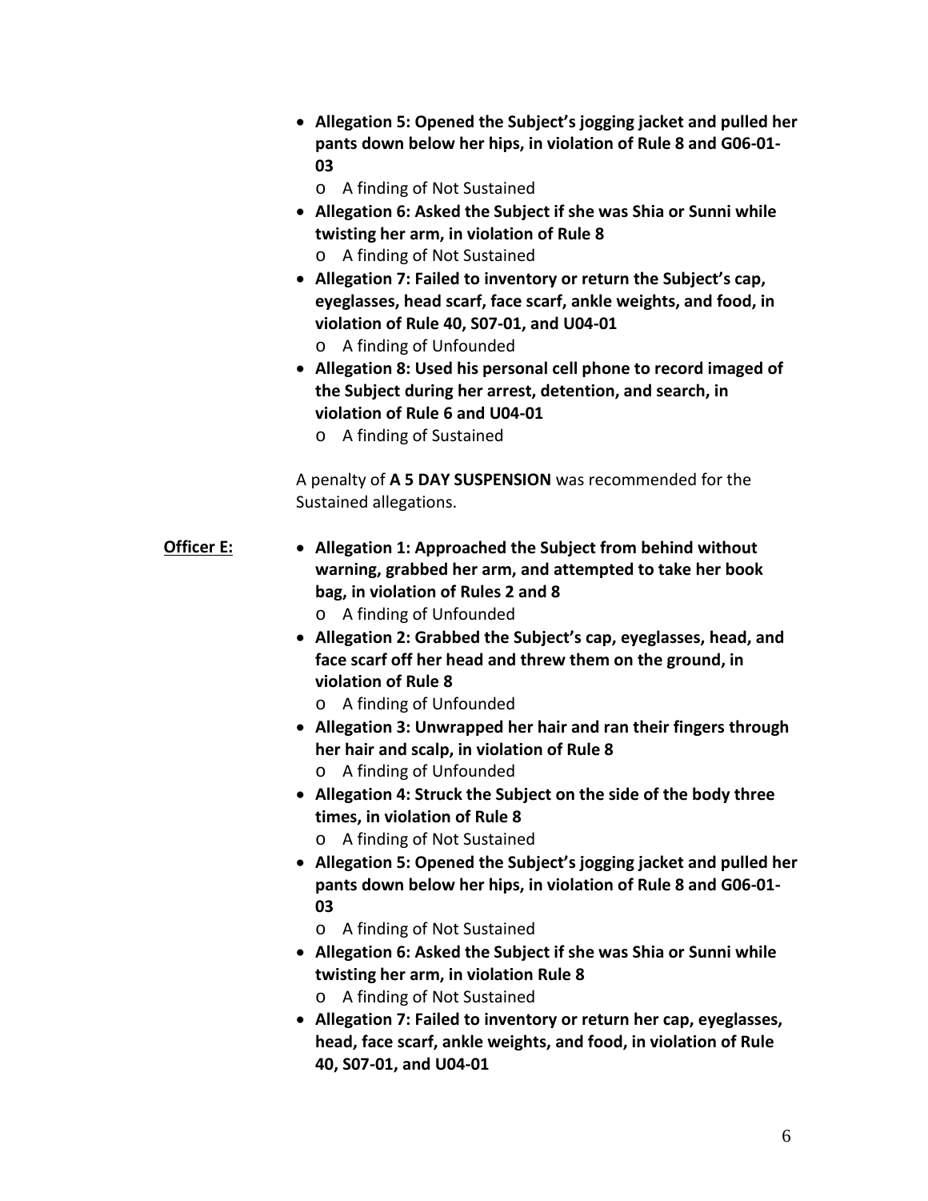- **Allegation 5: Opened the Subject's jogging jacket and pulled her pants down below her hips, in violation of Rule 8 and G06-01-03**
  - A finding of Not Sustained
- **Allegation 6: Asked the Subject if she was Shia or Sunni while twisting her arm, in violation of Rule 8**
  - A finding of Not Sustained
- **Allegation 7: Failed to inventory or return the Subject's cap, eyeglasses, head scarf, face scarf, ankle weights, and food, in violation of Rule 40, S07-01, and U04-01**
  - A finding of Unfounded
- **Allegation 8: Used his personal cell phone to record imaged of the Subject during her arrest, detention, and search, in violation of Rule 6 and U04-01**
  - A finding of Sustained

A penalty of **A 5 DAY SUSPENSION** was recommended for the Sustained allegations.

**Officer E:**

- **Allegation 1: Approached the Subject from behind without warning, grabbed her arm, and attempted to take her book bag, in violation of Rules 2 and 8**
  - A finding of Unfounded
- **Allegation 2: Grabbed the Subject's cap, eyeglasses, head, and face scarf off her head and threw them on the ground, in violation of Rule 8**
  - A finding of Unfounded
- **Allegation 3: Unwrapped her hair and ran their fingers through her hair and scalp, in violation of Rule 8**
  - A finding of Unfounded
- **Allegation 4: Struck the Subject on the side of the body three times, in violation of Rule 8**
  - A finding of Not Sustained
- **Allegation 5: Opened the Subject's jogging jacket and pulled her pants down below her hips, in violation of Rule 8 and G06-01-03**
  - A finding of Not Sustained
- **Allegation 6: Asked the Subject if she was Shia or Sunni while twisting her arm, in violation Rule 8**
  - A finding of Not Sustained
- **Allegation 7: Failed to inventory or return her cap, eyeglasses, head, face scarf, ankle weights, and food, in violation of Rule 40, S07-01, and U04-01**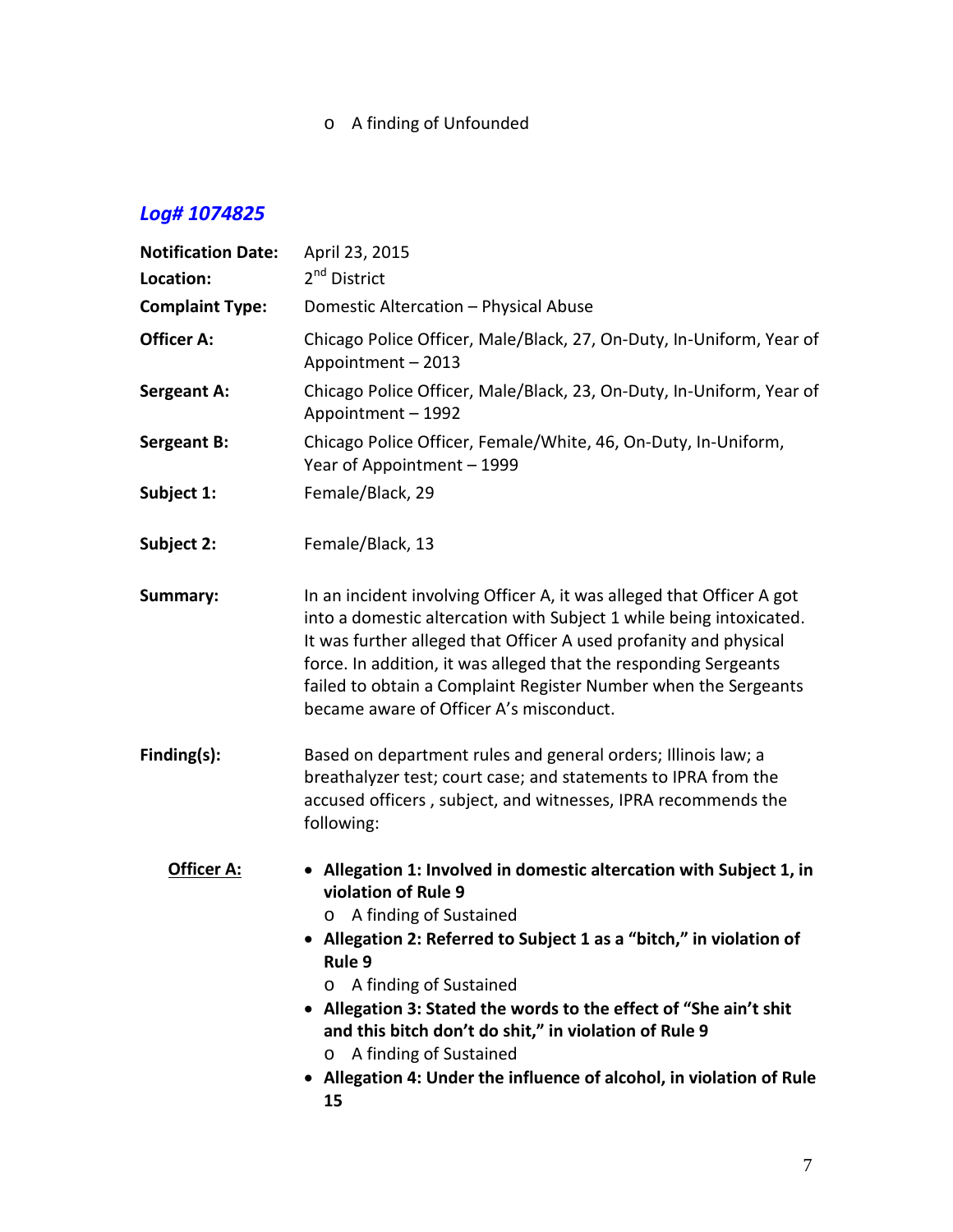- A finding of Unfounded

## *Log# 1074825*

**Notification Date:** April 23, 2015

**Location:** 2nd District

**Complaint Type:** Domestic Altercation – Physical Abuse

**Officer A:** Chicago Police Officer, Male/Black, 27, On-Duty, In-Uniform, Year of Appointment – 2013

**Sergeant A:** Chicago Police Officer, Male/Black, 23, On-Duty, In-Uniform, Year of Appointment – 1992

**Sergeant B:** Chicago Police Officer, Female/White, 46, On-Duty, In-Uniform, Year of Appointment – 1999

**Subject 1:** Female/Black, 29

**Subject 2:** Female/Black, 13

**Summary:** In an incident involving Officer A, it was alleged that Officer A got into a domestic altercation with Subject 1 while being intoxicated. It was further alleged that Officer A used profanity and physical force. In addition, it was alleged that the responding Sergeants failed to obtain a Complaint Register Number when the Sergeants became aware of Officer A's misconduct.

**Finding(s):** Based on department rules and general orders; Illinois law; a breathalyzer test; court case; and statements to IPRA from the accused officers , subject, and witnesses, IPRA recommends the following:

**Officer A:**

- **Allegation 1: Involved in domestic altercation with Subject 1, in violation of Rule 9**
  - A finding of Sustained
- **Allegation 2: Referred to Subject 1 as a "bitch," in violation of Rule 9**
  - A finding of Sustained
- **Allegation 3: Stated the words to the effect of "She ain't shit and this bitch don't do shit," in violation of Rule 9**
  - A finding of Sustained
- **Allegation 4: Under the influence of alcohol, in violation of Rule 15**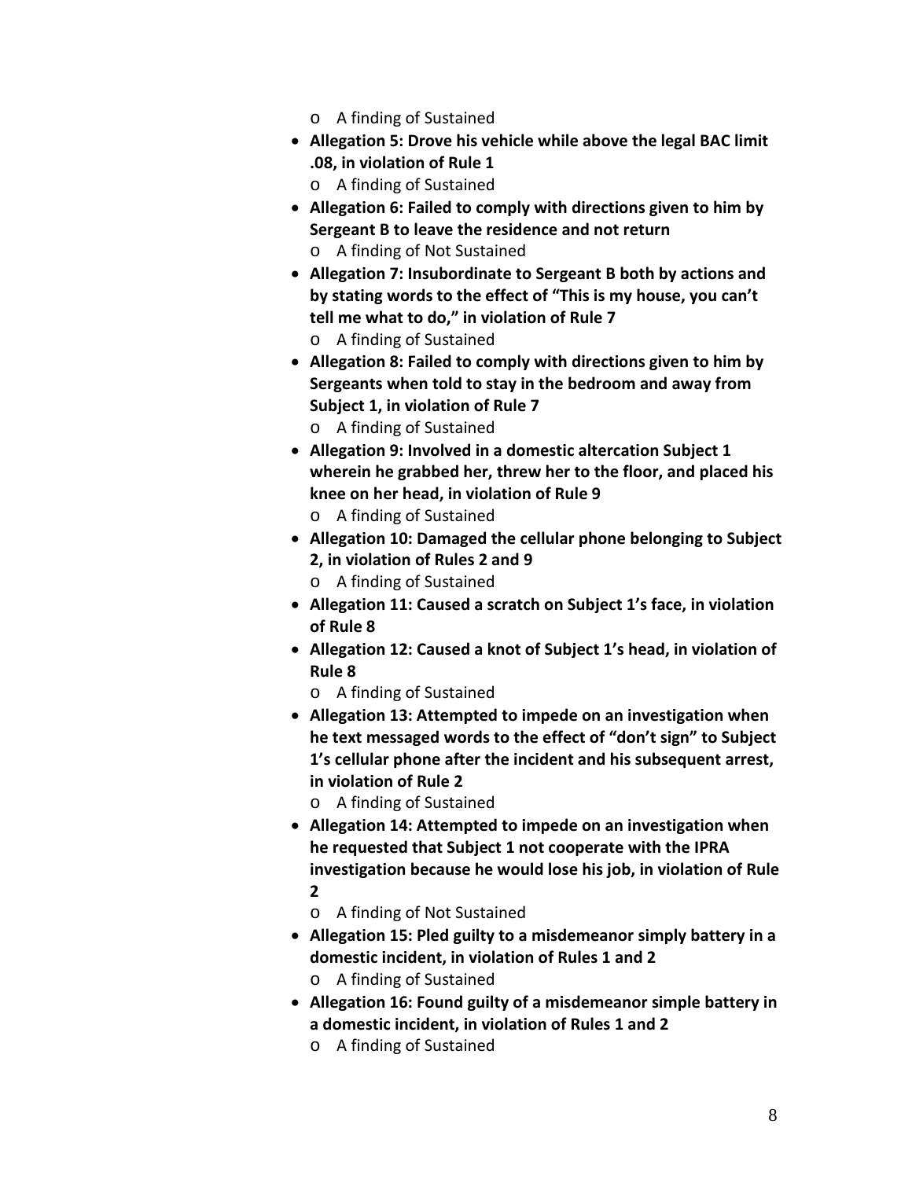- A finding of Sustained
- **Allegation 5: Drove his vehicle while above the legal BAC limit .08, in violation of Rule 1**
  - A finding of Sustained
- **Allegation 6: Failed to comply with directions given to him by Sergeant B to leave the residence and not return**
  - A finding of Not Sustained
- **Allegation 7: Insubordinate to Sergeant B both by actions and by stating words to the effect of "This is my house, you can't tell me what to do," in violation of Rule 7**
  - A finding of Sustained
- **Allegation 8: Failed to comply with directions given to him by Sergeants when told to stay in the bedroom and away from Subject 1, in violation of Rule 7**
  - A finding of Sustained
- **Allegation 9: Involved in a domestic altercation Subject 1 wherein he grabbed her, threw her to the floor, and placed his knee on her head, in violation of Rule 9**
  - A finding of Sustained
- **Allegation 10: Damaged the cellular phone belonging to Subject 2, in violation of Rules 2 and 9**
  - A finding of Sustained
- **Allegation 11: Caused a scratch on Subject 1's face, in violation of Rule 8**
- **Allegation 12: Caused a knot of Subject 1's head, in violation of Rule 8**
  - A finding of Sustained
- **Allegation 13: Attempted to impede on an investigation when he text messaged words to the effect of "don't sign" to Subject 1's cellular phone after the incident and his subsequent arrest, in violation of Rule 2**
  - A finding of Sustained
- **Allegation 14: Attempted to impede on an investigation when he requested that Subject 1 not cooperate with the IPRA investigation because he would lose his job, in violation of Rule 2**
  - A finding of Not Sustained
- **Allegation 15: Pled guilty to a misdemeanor simply battery in a domestic incident, in violation of Rules 1 and 2**
  - A finding of Sustained
- **Allegation 16: Found guilty of a misdemeanor simple battery in a domestic incident, in violation of Rules 1 and 2**
  - A finding of Sustained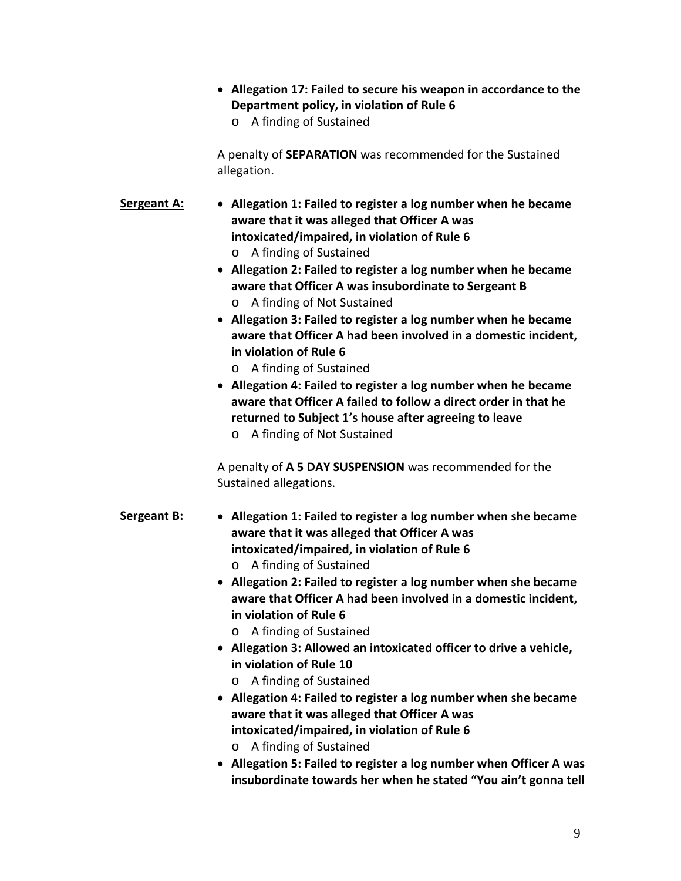- **Allegation 17: Failed to secure his weapon in accordance to the Department policy, in violation of Rule 6**
  - A finding of Sustained

A penalty of **SEPARATION** was recommended for the Sustained allegation.

**Sergeant A:**

- **Allegation 1: Failed to register a log number when he became aware that it was alleged that Officer A was intoxicated/impaired, in violation of Rule 6**
  - A finding of Sustained
- **Allegation 2: Failed to register a log number when he became aware that Officer A was insubordinate to Sergeant B**
  - A finding of Not Sustained
- **Allegation 3: Failed to register a log number when he became aware that Officer A had been involved in a domestic incident, in violation of Rule 6**
  - A finding of Sustained
- **Allegation 4: Failed to register a log number when he became aware that Officer A failed to follow a direct order in that he returned to Subject 1's house after agreeing to leave**
  - A finding of Not Sustained

A penalty of **A 5 DAY SUSPENSION** was recommended for the Sustained allegations.

**Sergeant B:**

- **Allegation 1: Failed to register a log number when she became aware that it was alleged that Officer A was intoxicated/impaired, in violation of Rule 6**
  - A finding of Sustained
- **Allegation 2: Failed to register a log number when she became aware that Officer A had been involved in a domestic incident, in violation of Rule 6**
  - A finding of Sustained
- **Allegation 3: Allowed an intoxicated officer to drive a vehicle, in violation of Rule 10**
  - A finding of Sustained
- **Allegation 4: Failed to register a log number when she became aware that it was alleged that Officer A was intoxicated/impaired, in violation of Rule 6**
  - A finding of Sustained
- **Allegation 5: Failed to register a log number when Officer A was insubordinate towards her when he stated "You ain't gonna tell**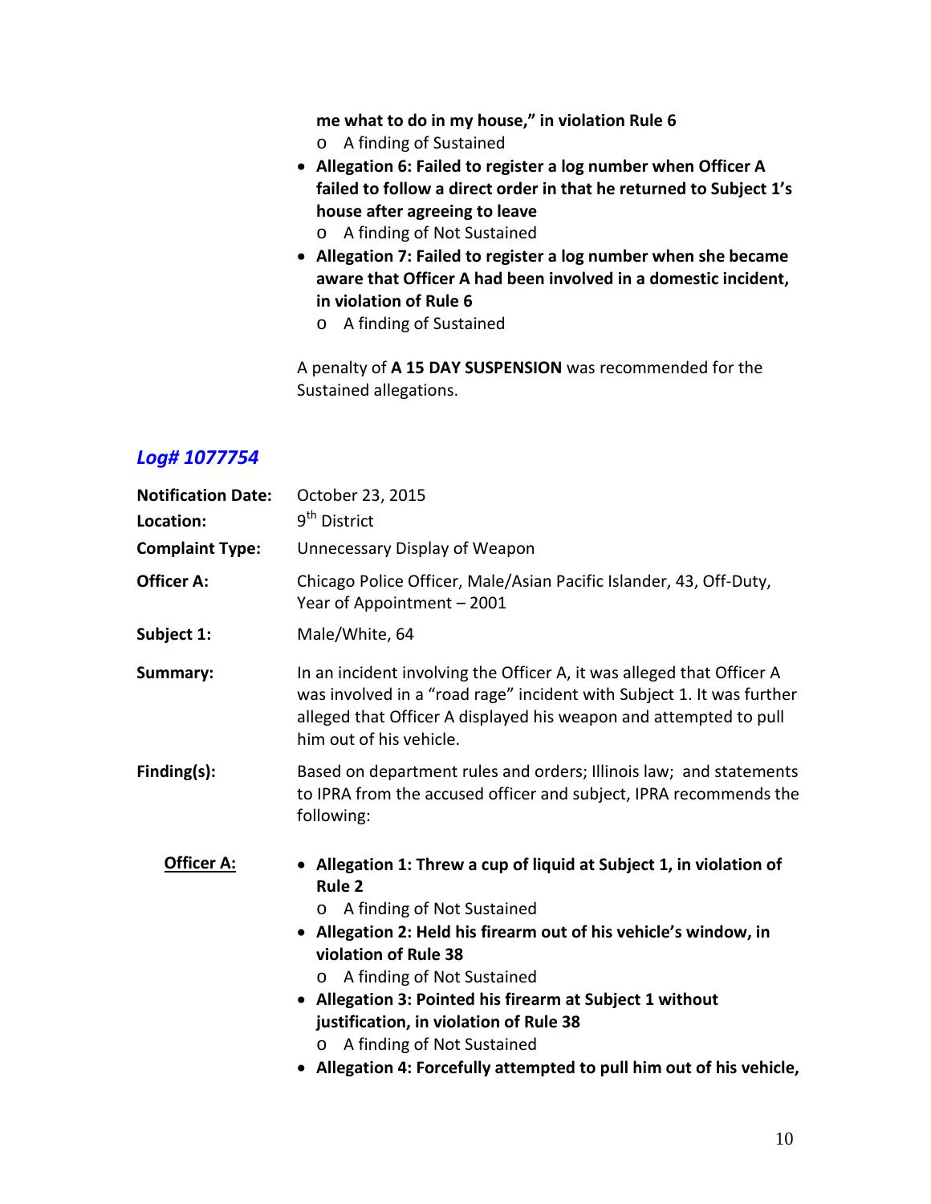**me what to do in my house," in violation Rule 6**
  - A finding of Sustained
- **Allegation 6: Failed to register a log number when Officer A failed to follow a direct order in that he returned to Subject 1's house after agreeing to leave**
  - A finding of Not Sustained
- **Allegation 7: Failed to register a log number when she became aware that Officer A had been involved in a domestic incident, in violation of Rule 6**
  - A finding of Sustained

A penalty of **A 15 DAY SUSPENSION** was recommended for the Sustained allegations.

## *Log# 1077754*

**Notification Date:** October 23, 2015

**Location:** 9th District

**Complaint Type:** Unnecessary Display of Weapon

**Officer A:** Chicago Police Officer, Male/Asian Pacific Islander, 43, Off-Duty, Year of Appointment – 2001

**Subject 1:** Male/White, 64

**Summary:** In an incident involving the Officer A, it was alleged that Officer A was involved in a "road rage" incident with Subject 1. It was further alleged that Officer A displayed his weapon and attempted to pull him out of his vehicle.

**Finding(s):** Based on department rules and orders; Illinois law; and statements to IPRA from the accused officer and subject, IPRA recommends the following:

**Officer A:**

- **Allegation 1: Threw a cup of liquid at Subject 1, in violation of Rule 2**
  - A finding of Not Sustained
- **Allegation 2: Held his firearm out of his vehicle's window, in violation of Rule 38**
  - A finding of Not Sustained
- **Allegation 3: Pointed his firearm at Subject 1 without justification, in violation of Rule 38**
  - A finding of Not Sustained
- **Allegation 4: Forcefully attempted to pull him out of his vehicle,**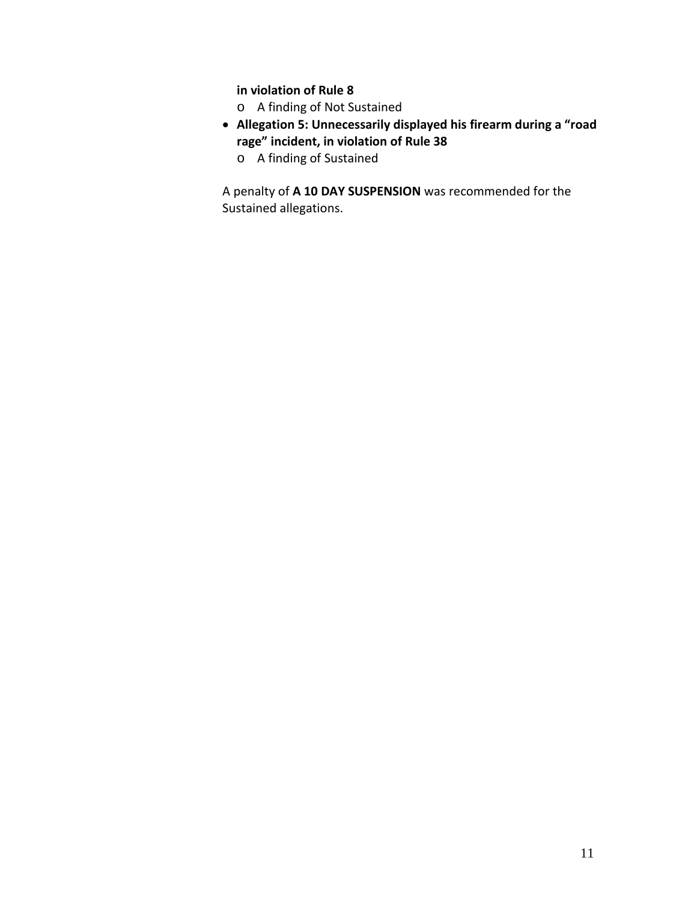**in violation of Rule 8**

    - A finding of Not Sustained

- **Allegation 5: Unnecessarily displayed his firearm during a “road rage” incident, in violation of Rule 38**
    - A finding of Sustained

A penalty of **A 10 DAY SUSPENSION** was recommended for the Sustained allegations.